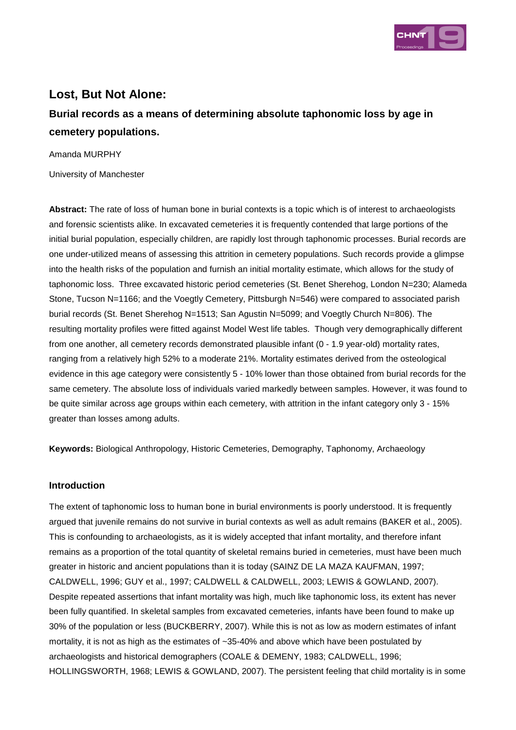# Lost, But Not Alone:

## Burial records as a means of determining absolute taphonomic loss by age in cemetery populations.

Amanda MURPHY

University of Manchester

**Abstract:** The rate of loss of human bone in burial contexts is a topic which is of interest to archaeologists and forensic scientists alike. In excavated cemeteries it is frequently contended that large portions of the initial burial population, especially children, are rapidly lost through taphonomic processes. Burial records are one under-utilized means of assessing this attrition in cemetery populations. Such records provide a glimpse into the health risks of the population and furnish an initial mortality estimate, which allows for the study of taphonomic loss. Three excavated historic period cemeteries (St. Benet Sherehog, London N=230; Alameda Stone, Tucson N=1166; and the Voegtly Cemetery, Pittsburgh N=546) were compared to associated parish burial records (St. Benet Sherehog N=1513; San Agustin N=5099; and Voegtly Church N=806). The resulting mortality profiles were fitted against Model West life tables. Though very demographically different from one another, all cemetery records demonstrated plausible infant (0 - 1.9 year-old) mortality rates, ranging from a relatively high 52% to a moderate 21%. Mortality estimates derived from the osteological evidence in this age category were consistently 5 - 10% lower than those obtained from burial records for the same cemetery. The absolute loss of individuals varied markedly between samples. However, it was found to be quite similar across age groups within each cemetery, with attrition in the infant category only 3 - 15% greater than losses among adults.

**Keywords:** Biological Anthropology, Historic Cemeteries, Demography, Taphonomy, Archaeology

### Introduction

The extent of taphonomic loss to human bone in burial environments is poorly understood. It is frequently argued that juvenile remains do not survive in burial contexts as well as adult remains (BAKER et al., 2005). This is confounding to archaeologists, as it is widely accepted that infant mortality, and therefore infant remains as a proportion of the total quantity of skeletal remains buried in cemeteries, must have been much greater in historic and ancient populations than it is today (SAINZ DE LA MAZA KAUFMAN, 1997; CALDWELL, 1996; GUY et al., 1997; CALDWELL & CALDWELL, 2003; LEWIS & GOWLAND, 2007). Despite repeated assertions that infant mortality was high, much like taphonomic loss, its extent has never been fully quantified. In skeletal samples from excavated cemeteries, infants have been found to make up 30% of the population or less (BUCKBERRY, 2007). While this is not as low as modern estimates of infant mortality, it is not as high as the estimates of ~35-40% and above which have been postulated by archaeologists and historical demographers (COALE & DEMENY, 1983; CALDWELL, 1996; HOLLINGSWORTH, 1968; LEWIS & GOWLAND, 2007). The persistent feeling that child mortality is in some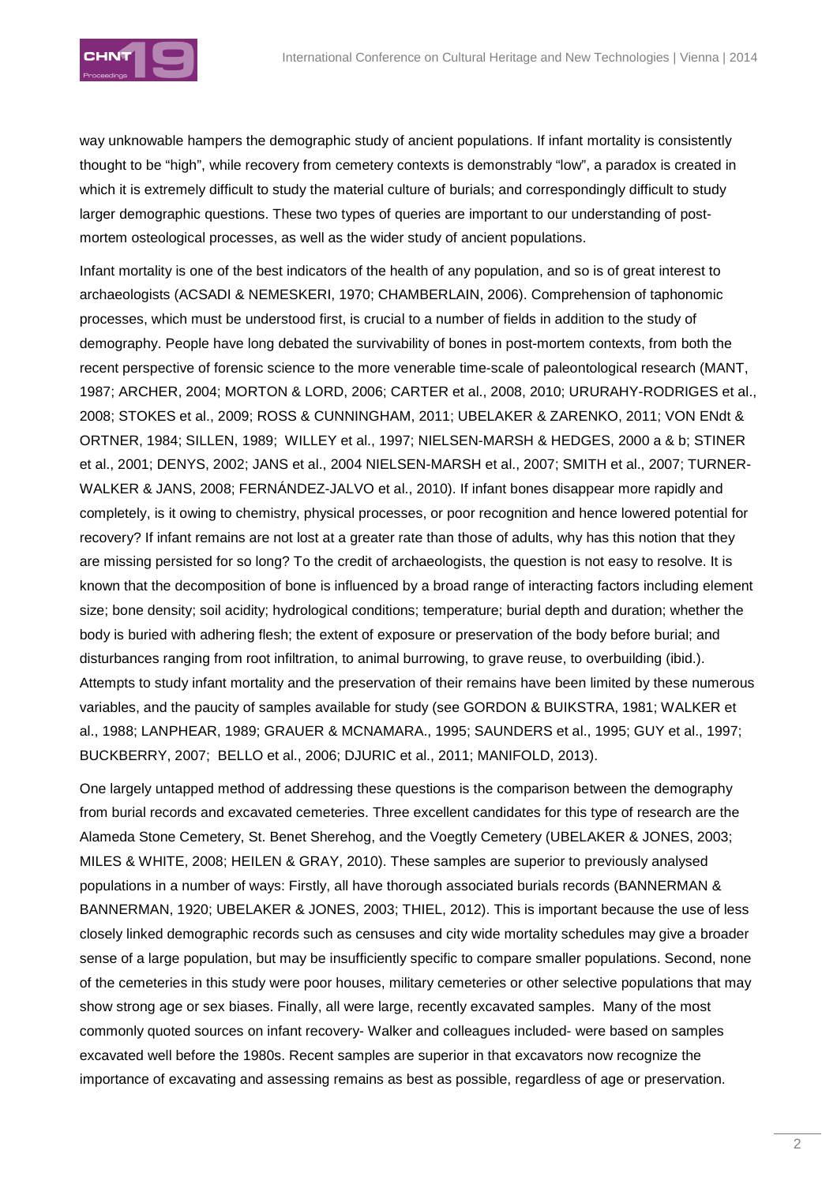way unknowable hampers the demographic study of ancient populations. If infant mortality is consistently thought to be "high", while recovery from cemetery contexts is demonstrably "low", a paradox is created in which it is extremely difficult to study the material culture of burials; and correspondingly difficult to study larger demographic questions. These two types of queries are important to our understanding of post-mortem osteological processes, as well as the wider study of ancient populations.

Infant mortality is one of the best indicators of the health of any population, and so is of great interest to archaeologists (ACSADI & NEMESKERI, 1970; CHAMBERLAIN, 2006). Comprehension of taphonomic processes, which must be understood first, is crucial to a number of fields in addition to the study of demography. People have long debated the survivability of bones in post-mortem contexts, from both the recent perspective of forensic science to the more venerable time-scale of paleontological research (MANT, 1987; ARCHER, 2004; MORTON & LORD, 2006; CARTER et al., 2008, 2010; URURAHY-RODRIGES et al., 2008; STOKES et al., 2009; ROSS & CUNNINGHAM, 2011; UBELAKER & ZARENKO, 2011; VON ENdt & ORTNER, 1984; SILLEN, 1989; WILLEY et al., 1997; NIELSEN-MARSH & HEDGES, 2000 a & b; STINER et al., 2001; DENYS, 2002; JANS et al., 2004 NIELSEN-MARSH et al., 2007; SMITH et al., 2007; TURNER-WALKER & JANS, 2008; FERNÁNDEZ-JALVO et al., 2010). If infant bones disappear more rapidly and completely, is it owing to chemistry, physical processes, or poor recognition and hence lowered potential for recovery? If infant remains are not lost at a greater rate than those of adults, why has this notion that they are missing persisted for so long? To the credit of archaeologists, the question is not easy to resolve. It is known that the decomposition of bone is influenced by a broad range of interacting factors including element size; bone density; soil acidity; hydrological conditions; temperature; burial depth and duration; whether the body is buried with adhering flesh; the extent of exposure or preservation of the body before burial; and disturbances ranging from root infiltration, to animal burrowing, to grave reuse, to overbuilding (ibid.). Attempts to study infant mortality and the preservation of their remains have been limited by these numerous variables, and the paucity of samples available for study (see GORDON & BUIKSTRA, 1981; WALKER et al., 1988; LANPHEAR, 1989; GRAUER & MCNAMARA., 1995; SAUNDERS et al., 1995; GUY et al., 1997; BUCKBERRY, 2007; BELLO et al., 2006; DJURIC et al., 2011; MANIFOLD, 2013).

One largely untapped method of addressing these questions is the comparison between the demography from burial records and excavated cemeteries. Three excellent candidates for this type of research are the Alameda Stone Cemetery, St. Benet Sherehog, and the Voegtly Cemetery (UBELAKER & JONES, 2003; MILES & WHITE, 2008; HEILEN & GRAY, 2010). These samples are superior to previously analysed populations in a number of ways: Firstly, all have thorough associated burials records (BANNERMAN & BANNERMAN, 1920; UBELAKER & JONES, 2003; THIEL, 2012). This is important because the use of less closely linked demographic records such as censuses and city wide mortality schedules may give a broader sense of a large population, but may be insufficiently specific to compare smaller populations. Second, none of the cemeteries in this study were poor houses, military cemeteries or other selective populations that may show strong age or sex biases. Finally, all were large, recently excavated samples. Many of the most commonly quoted sources on infant recovery- Walker and colleagues included- were based on samples excavated well before the 1980s. Recent samples are superior in that excavators now recognize the importance of excavating and assessing remains as best as possible, regardless of age or preservation.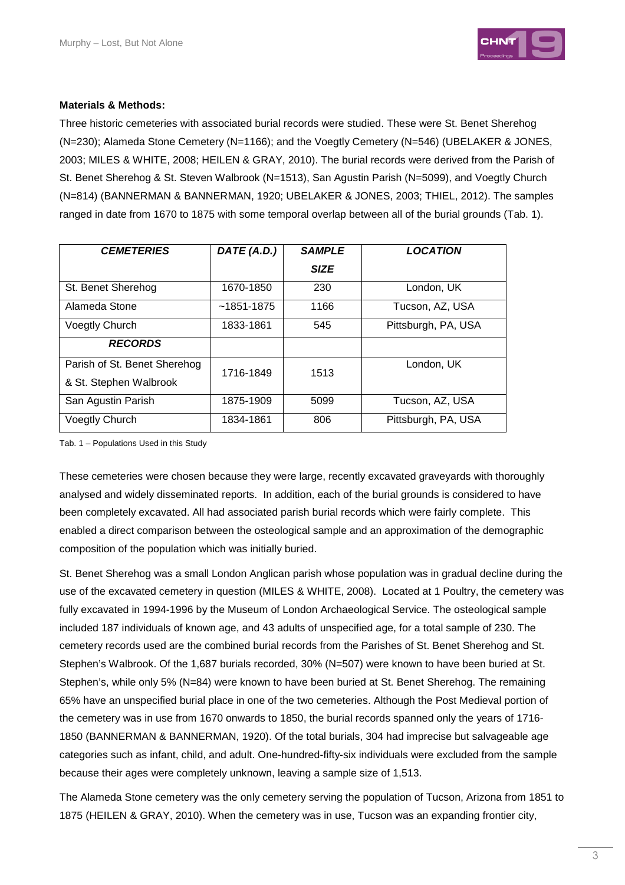**Materials & Methods:**

Three historic cemeteries with associated burial records were studied. These were St. Benet Sherehog (N=230); Alameda Stone Cemetery (N=1166); and the Voegtly Cemetery (N=546) (UBELAKER & JONES, 2003; MILES & WHITE, 2008; HEILEN & GRAY, 2010). The burial records were derived from the Parish of St. Benet Sherehog & St. Steven Walbrook (N=1513), San Agustin Parish (N=5099), and Voegtly Church (N=814) (BANNERMAN & BANNERMAN, 1920; UBELAKER & JONES, 2003; THIEL, 2012). The samples ranged in date from 1670 to 1875 with some temporal overlap between all of the burial grounds (Tab. 1).

| ***CEMETERIES*** | ***DATE (A.D.)*** | ***SAMPLE SIZE*** | ***LOCATION*** |
|---|---|---|---|
| St. Benet Sherehog | 1670-1850 | 230 | London, UK |
| Alameda Stone | ~1851-1875 | 1166 | Tucson, AZ, USA |
| Voegtly Church | 1833-1861 | 545 | Pittsburgh, PA, USA |
| ***RECORDS*** | | | |
| Parish of St. Benet Sherehog & St. Stephen Walbrook | 1716-1849 | 1513 | London, UK |
| San Agustin Parish | 1875-1909 | 5099 | Tucson, AZ, USA |
| Voegtly Church | 1834-1861 | 806 | Pittsburgh, PA, USA |

Tab. 1 – Populations Used in this Study

These cemeteries were chosen because they were large, recently excavated graveyards with thoroughly analysed and widely disseminated reports. In addition, each of the burial grounds is considered to have been completely excavated. All had associated parish burial records which were fairly complete. This enabled a direct comparison between the osteological sample and an approximation of the demographic composition of the population which was initially buried.

St. Benet Sherehog was a small London Anglican parish whose population was in gradual decline during the use of the excavated cemetery in question (MILES & WHITE, 2008). Located at 1 Poultry, the cemetery was fully excavated in 1994-1996 by the Museum of London Archaeological Service. The osteological sample included 187 individuals of known age, and 43 adults of unspecified age, for a total sample of 230. The cemetery records used are the combined burial records from the Parishes of St. Benet Sherehog and St. Stephen's Walbrook. Of the 1,687 burials recorded, 30% (N=507) were known to have been buried at St. Stephen's, while only 5% (N=84) were known to have been buried at St. Benet Sherehog. The remaining 65% have an unspecified burial place in one of the two cemeteries. Although the Post Medieval portion of the cemetery was in use from 1670 onwards to 1850, the burial records spanned only the years of 1716-1850 (BANNERMAN & BANNERMAN, 1920). Of the total burials, 304 had imprecise but salvageable age categories such as infant, child, and adult. One-hundred-fifty-six individuals were excluded from the sample because their ages were completely unknown, leaving a sample size of 1,513.

The Alameda Stone cemetery was the only cemetery serving the population of Tucson, Arizona from 1851 to 1875 (HEILEN & GRAY, 2010). When the cemetery was in use, Tucson was an expanding frontier city,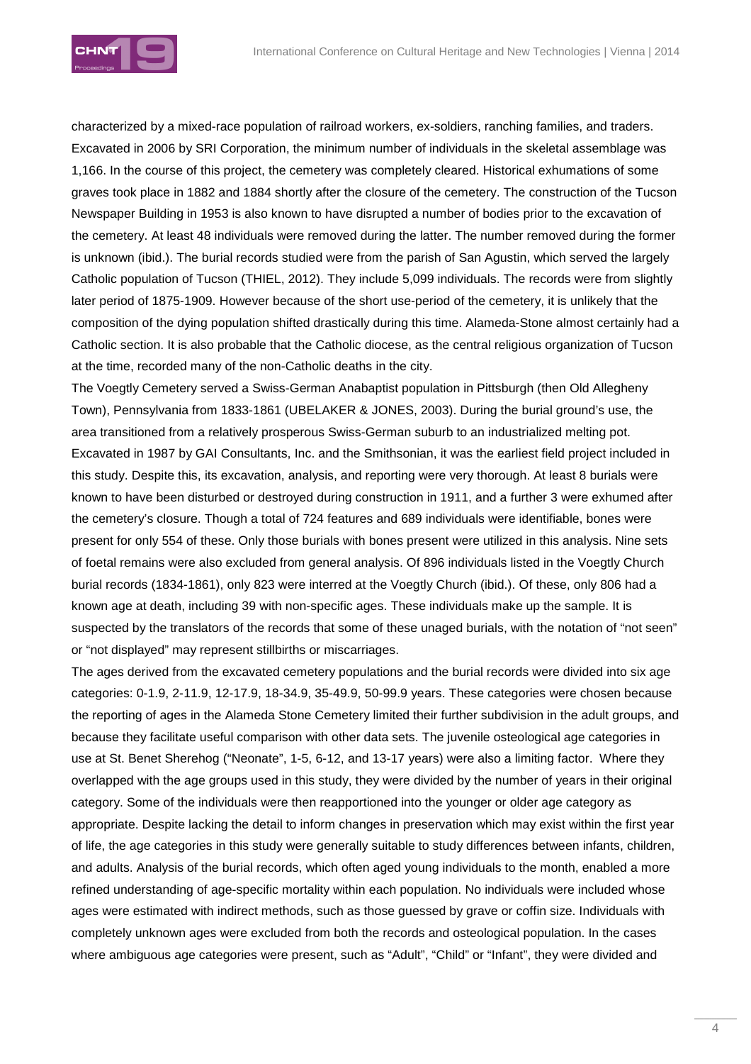characterized by a mixed-race population of railroad workers, ex-soldiers, ranching families, and traders. Excavated in 2006 by SRI Corporation, the minimum number of individuals in the skeletal assemblage was 1,166. In the course of this project, the cemetery was completely cleared. Historical exhumations of some graves took place in 1882 and 1884 shortly after the closure of the cemetery. The construction of the Tucson Newspaper Building in 1953 is also known to have disrupted a number of bodies prior to the excavation of the cemetery. At least 48 individuals were removed during the latter. The number removed during the former is unknown (ibid.). The burial records studied were from the parish of San Agustin, which served the largely Catholic population of Tucson (THIEL, 2012). They include 5,099 individuals. The records were from slightly later period of 1875-1909. However because of the short use-period of the cemetery, it is unlikely that the composition of the dying population shifted drastically during this time. Alameda-Stone almost certainly had a Catholic section. It is also probable that the Catholic diocese, as the central religious organization of Tucson at the time, recorded many of the non-Catholic deaths in the city.

The Voegtly Cemetery served a Swiss-German Anabaptist population in Pittsburgh (then Old Allegheny Town), Pennsylvania from 1833-1861 (UBELAKER & JONES, 2003). During the burial ground's use, the area transitioned from a relatively prosperous Swiss-German suburb to an industrialized melting pot. Excavated in 1987 by GAI Consultants, Inc. and the Smithsonian, it was the earliest field project included in this study. Despite this, its excavation, analysis, and reporting were very thorough. At least 8 burials were known to have been disturbed or destroyed during construction in 1911, and a further 3 were exhumed after the cemetery's closure. Though a total of 724 features and 689 individuals were identifiable, bones were present for only 554 of these. Only those burials with bones present were utilized in this analysis. Nine sets of foetal remains were also excluded from general analysis. Of 896 individuals listed in the Voegtly Church burial records (1834-1861), only 823 were interred at the Voegtly Church (ibid.). Of these, only 806 had a known age at death, including 39 with non-specific ages. These individuals make up the sample. It is suspected by the translators of the records that some of these unaged burials, with the notation of "not seen" or "not displayed" may represent stillbirths or miscarriages.

The ages derived from the excavated cemetery populations and the burial records were divided into six age categories: 0-1.9, 2-11.9, 12-17.9, 18-34.9, 35-49.9, 50-99.9 years. These categories were chosen because the reporting of ages in the Alameda Stone Cemetery limited their further subdivision in the adult groups, and because they facilitate useful comparison with other data sets. The juvenile osteological age categories in use at St. Benet Sherehog ("Neonate", 1-5, 6-12, and 13-17 years) were also a limiting factor. Where they overlapped with the age groups used in this study, they were divided by the number of years in their original category. Some of the individuals were then reapportioned into the younger or older age category as appropriate. Despite lacking the detail to inform changes in preservation which may exist within the first year of life, the age categories in this study were generally suitable to study differences between infants, children, and adults. Analysis of the burial records, which often aged young individuals to the month, enabled a more refined understanding of age-specific mortality within each population. No individuals were included whose ages were estimated with indirect methods, such as those guessed by grave or coffin size. Individuals with completely unknown ages were excluded from both the records and osteological population. In the cases where ambiguous age categories were present, such as "Adult", "Child" or "Infant", they were divided and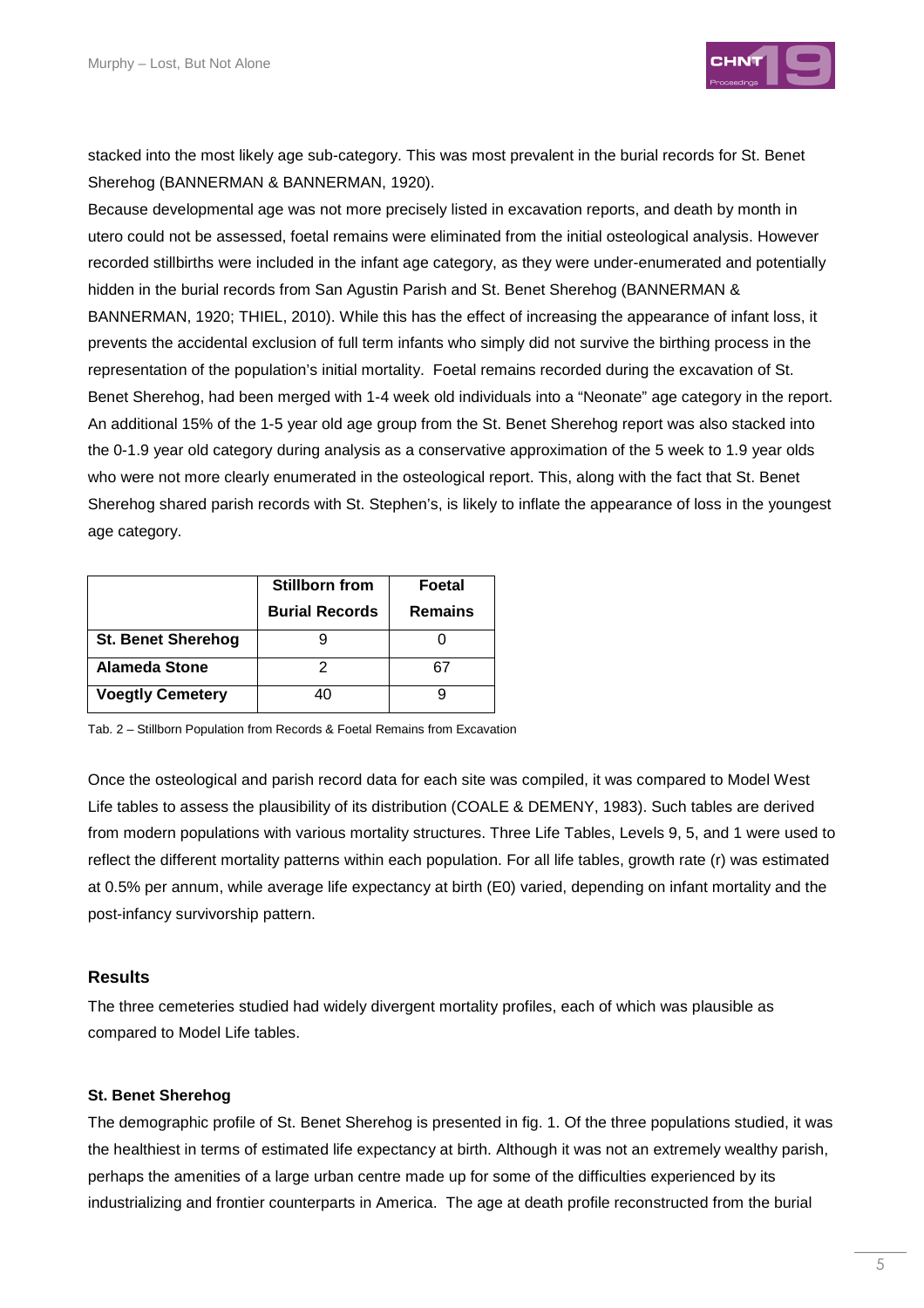stacked into the most likely age sub-category. This was most prevalent in the burial records for St. Benet Sherehog (BANNERMAN & BANNERMAN, 1920).

Because developmental age was not more precisely listed in excavation reports, and death by month in utero could not be assessed, foetal remains were eliminated from the initial osteological analysis. However recorded stillbirths were included in the infant age category, as they were under-enumerated and potentially hidden in the burial records from San Agustin Parish and St. Benet Sherehog (BANNERMAN & BANNERMAN, 1920; THIEL, 2010). While this has the effect of increasing the appearance of infant loss, it prevents the accidental exclusion of full term infants who simply did not survive the birthing process in the representation of the population's initial mortality. Foetal remains recorded during the excavation of St. Benet Sherehog, had been merged with 1-4 week old individuals into a "Neonate" age category in the report. An additional 15% of the 1-5 year old age group from the St. Benet Sherehog report was also stacked into the 0-1.9 year old category during analysis as a conservative approximation of the 5 week to 1.9 year olds who were not more clearly enumerated in the osteological report. This, along with the fact that St. Benet Sherehog shared parish records with St. Stephen's, is likely to inflate the appearance of loss in the youngest age category.

| | Stillborn from Burial Records | Foetal Remains |
|---|---|---|
| **St. Benet Sherehog** | 9 | 0 |
| **Alameda Stone** | 2 | 67 |
| **Voegtly Cemetery** | 40 | 9 |

Tab. 2 – Stillborn Population from Records & Foetal Remains from Excavation

Once the osteological and parish record data for each site was compiled, it was compared to Model West Life tables to assess the plausibility of its distribution (COALE & DEMENY, 1983). Such tables are derived from modern populations with various mortality structures. Three Life Tables, Levels 9, 5, and 1 were used to reflect the different mortality patterns within each population. For all life tables, growth rate (r) was estimated at 0.5% per annum, while average life expectancy at birth (E0) varied, depending on infant mortality and the post-infancy survivorship pattern.

## Results

The three cemeteries studied had widely divergent mortality profiles, each of which was plausible as compared to Model Life tables.

### St. Benet Sherehog

The demographic profile of St. Benet Sherehog is presented in fig. 1. Of the three populations studied, it was the healthiest in terms of estimated life expectancy at birth. Although it was not an extremely wealthy parish, perhaps the amenities of a large urban centre made up for some of the difficulties experienced by its industrializing and frontier counterparts in America. The age at death profile reconstructed from the burial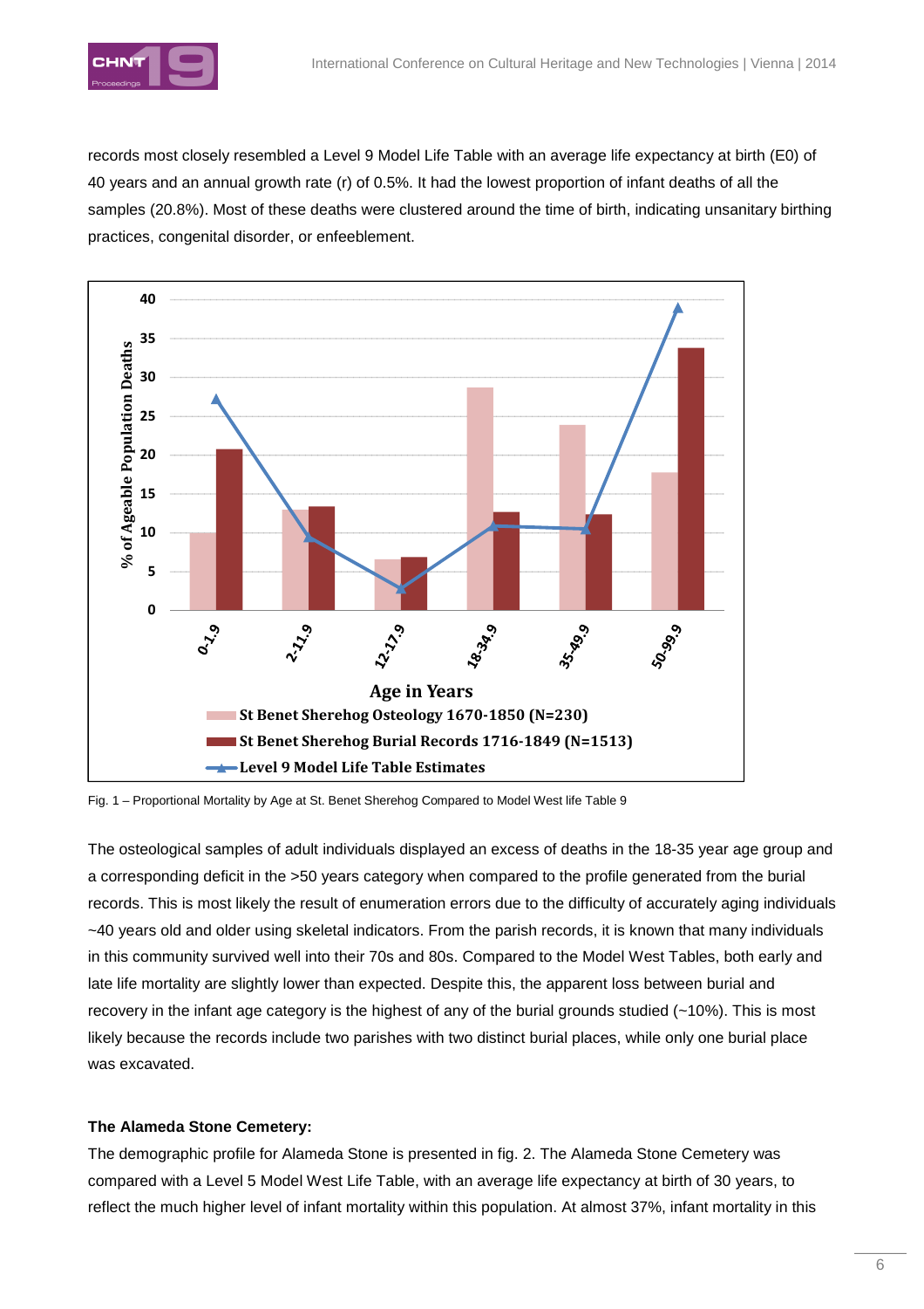records most closely resembled a Level 9 Model Life Table with an average life expectancy at birth (E0) of 40 years and an annual growth rate (r) of 0.5%. It had the lowest proportion of infant deaths of all the samples (20.8%). Most of these deaths were clustered around the time of birth, indicating unsanitary birthing practices, congenital disorder, or enfeeblement.

Fig. 1 – Proportional Mortality by Age at St. Benet Sherehog Compared to Model West life Table 9

The osteological samples of adult individuals displayed an excess of deaths in the 18-35 year age group and a corresponding deficit in the >50 years category when compared to the profile generated from the burial records. This is most likely the result of enumeration errors due to the difficulty of accurately aging individuals ~40 years old and older using skeletal indicators. From the parish records, it is known that many individuals in this community survived well into their 70s and 80s. Compared to the Model West Tables, both early and late life mortality are slightly lower than expected. Despite this, the apparent loss between burial and recovery in the infant age category is the highest of any of the burial grounds studied (~10%). This is most likely because the records include two parishes with two distinct burial places, while only one burial place was excavated.

**The Alameda Stone Cemetery:**

The demographic profile for Alameda Stone is presented in fig. 2. The Alameda Stone Cemetery was compared with a Level 5 Model West Life Table, with an average life expectancy at birth of 30 years, to reflect the much higher level of infant mortality within this population. At almost 37%, infant mortality in this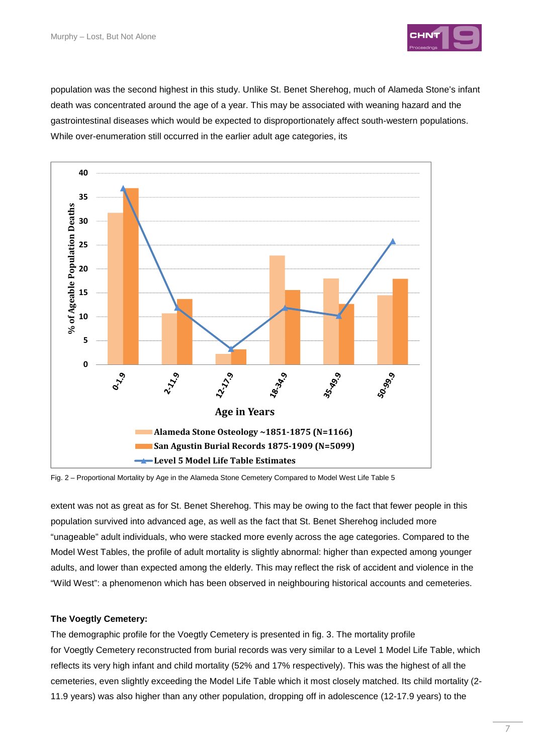population was the second highest in this study. Unlike St. Benet Sherehog, much of Alameda Stone's infant death was concentrated around the age of a year. This may be associated with weaning hazard and the gastrointestinal diseases which would be expected to disproportionately affect south-western populations. While over-enumeration still occurred in the earlier adult age categories, its

Fig. 2 – Proportional Mortality by Age in the Alameda Stone Cemetery Compared to Model West Life Table 5

extent was not as great as for St. Benet Sherehog. This may be owing to the fact that fewer people in this population survived into advanced age, as well as the fact that St. Benet Sherehog included more "unageable" adult individuals, who were stacked more evenly across the age categories. Compared to the Model West Tables, the profile of adult mortality is slightly abnormal: higher than expected among younger adults, and lower than expected among the elderly. This may reflect the risk of accident and violence in the "Wild West": a phenomenon which has been observed in neighbouring historical accounts and cemeteries.

**The Voegtly Cemetery:**

The demographic profile for the Voegtly Cemetery is presented in fig. 3. The mortality profile for Voegtly Cemetery reconstructed from burial records was very similar to a Level 1 Model Life Table, which reflects its very high infant and child mortality (52% and 17% respectively). This was the highest of all the cemeteries, even slightly exceeding the Model Life Table which it most closely matched. Its child mortality (2-11.9 years) was also higher than any other population, dropping off in adolescence (12-17.9 years) to the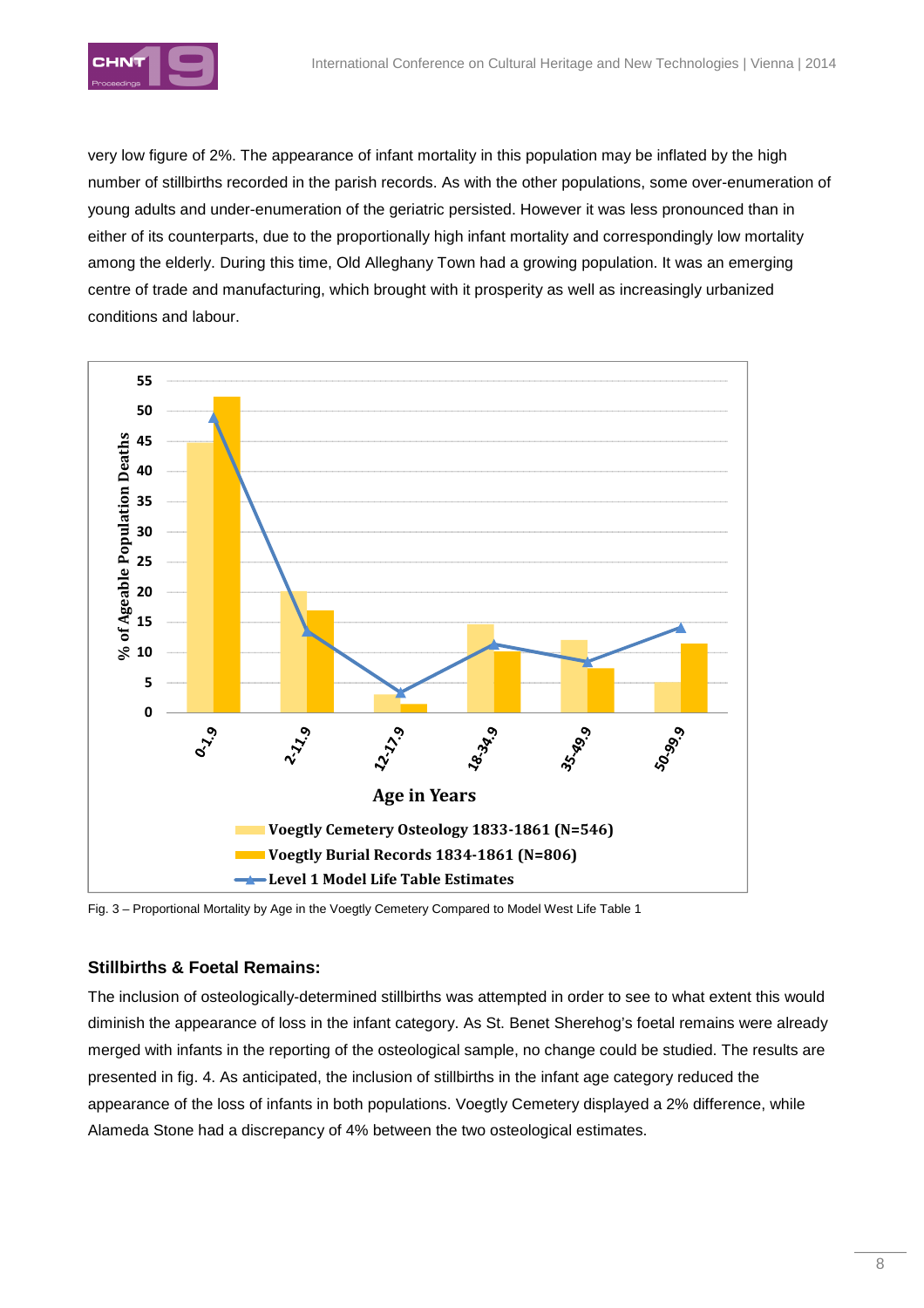very low figure of 2%. The appearance of infant mortality in this population may be inflated by the high number of stillbirths recorded in the parish records. As with the other populations, some over-enumeration of young adults and under-enumeration of the geriatric persisted. However it was less pronounced than in either of its counterparts, due to the proportionally high infant mortality and correspondingly low mortality among the elderly. During this time, Old Alleghany Town had a growing population. It was an emerging centre of trade and manufacturing, which brought with it prosperity as well as increasingly urbanized conditions and labour.

Fig. 3 – Proportional Mortality by Age in the Voegtly Cemetery Compared to Model West Life Table 1

## Stillbirths & Foetal Remains:

The inclusion of osteologically-determined stillbirths was attempted in order to see to what extent this would diminish the appearance of loss in the infant category. As St. Benet Sherehog's foetal remains were already merged with infants in the reporting of the osteological sample, no change could be studied. The results are presented in fig. 4. As anticipated, the inclusion of stillbirths in the infant age category reduced the appearance of the loss of infants in both populations. Voegtly Cemetery displayed a 2% difference, while Alameda Stone had a discrepancy of 4% between the two osteological estimates.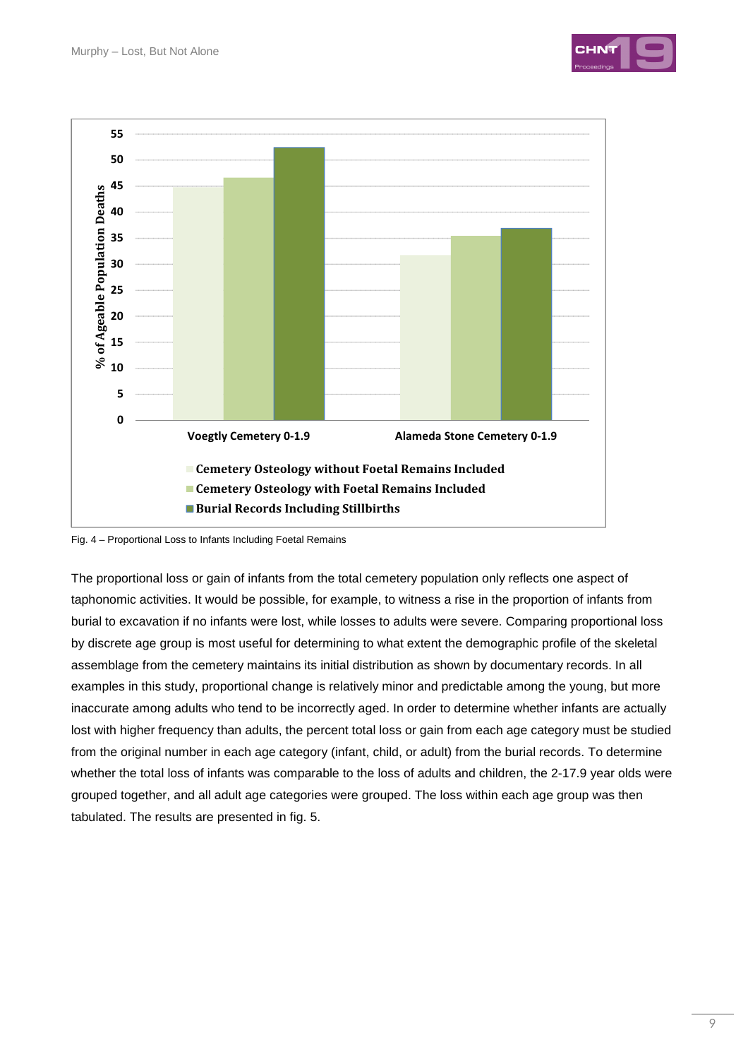Fig. 4 – Proportional Loss to Infants Including Foetal Remains

The proportional loss or gain of infants from the total cemetery population only reflects one aspect of taphonomic activities. It would be possible, for example, to witness a rise in the proportion of infants from burial to excavation if no infants were lost, while losses to adults were severe. Comparing proportional loss by discrete age group is most useful for determining to what extent the demographic profile of the skeletal assemblage from the cemetery maintains its initial distribution as shown by documentary records. In all examples in this study, proportional change is relatively minor and predictable among the young, but more inaccurate among adults who tend to be incorrectly aged. In order to determine whether infants are actually lost with higher frequency than adults, the percent total loss or gain from each age category must be studied from the original number in each age category (infant, child, or adult) from the burial records. To determine whether the total loss of infants was comparable to the loss of adults and children, the 2-17.9 year olds were grouped together, and all adult age categories were grouped. The loss within each age group was then tabulated. The results are presented in fig. 5.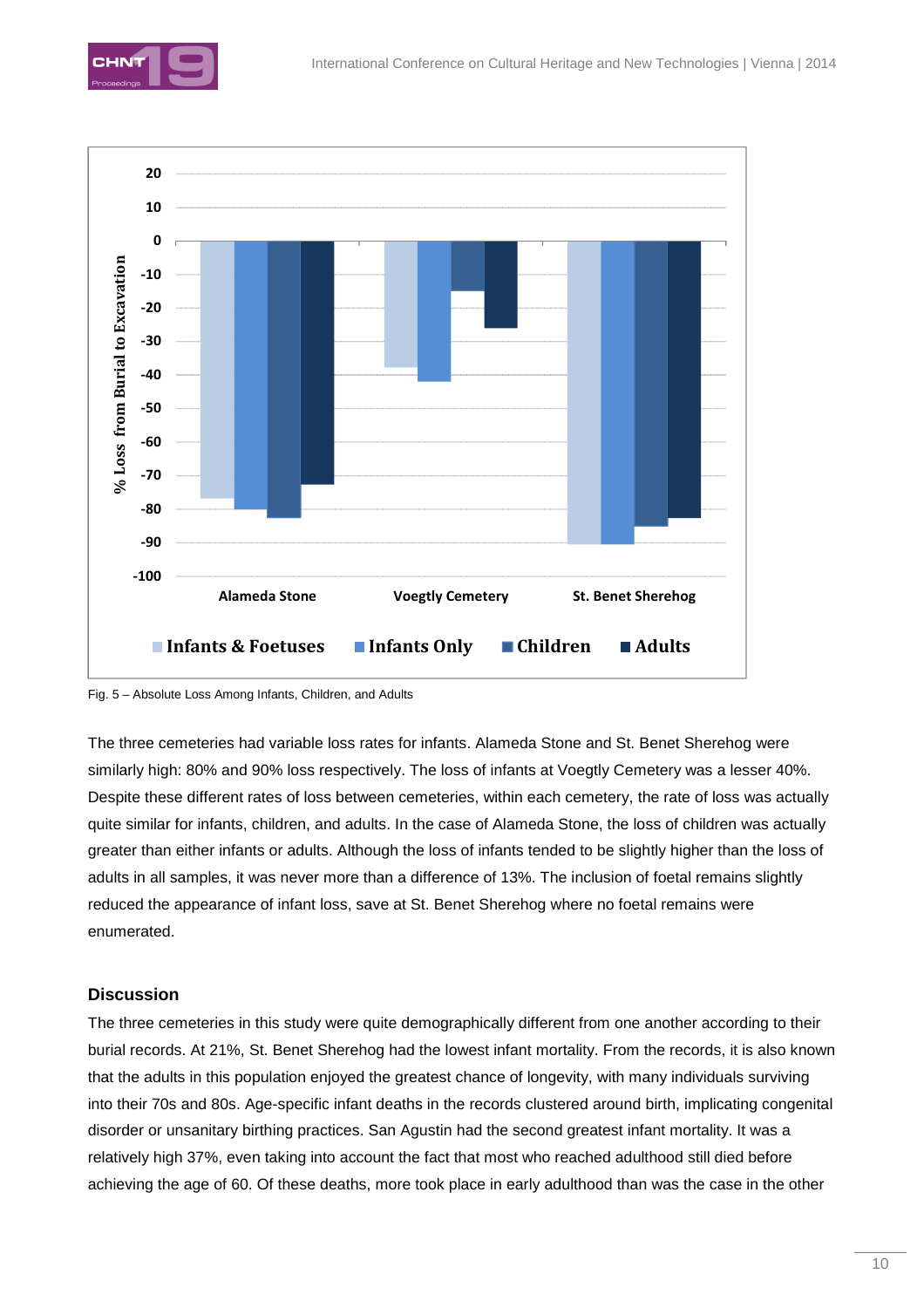Fig. 5 – Absolute Loss Among Infants, Children, and Adults

The three cemeteries had variable loss rates for infants. Alameda Stone and St. Benet Sherehog were similarly high: 80% and 90% loss respectively. The loss of infants at Voegtly Cemetery was a lesser 40%. Despite these different rates of loss between cemeteries, within each cemetery, the rate of loss was actually quite similar for infants, children, and adults. In the case of Alameda Stone, the loss of children was actually greater than either infants or adults. Although the loss of infants tended to be slightly higher than the loss of adults in all samples, it was never more than a difference of 13%. The inclusion of foetal remains slightly reduced the appearance of infant loss, save at St. Benet Sherehog where no foetal remains were enumerated.

## Discussion

The three cemeteries in this study were quite demographically different from one another according to their burial records. At 21%, St. Benet Sherehog had the lowest infant mortality. From the records, it is also known that the adults in this population enjoyed the greatest chance of longevity, with many individuals surviving into their 70s and 80s. Age-specific infant deaths in the records clustered around birth, implicating congenital disorder or unsanitary birthing practices. San Agustin had the second greatest infant mortality. It was a relatively high 37%, even taking into account the fact that most who reached adulthood still died before achieving the age of 60. Of these deaths, more took place in early adulthood than was the case in the other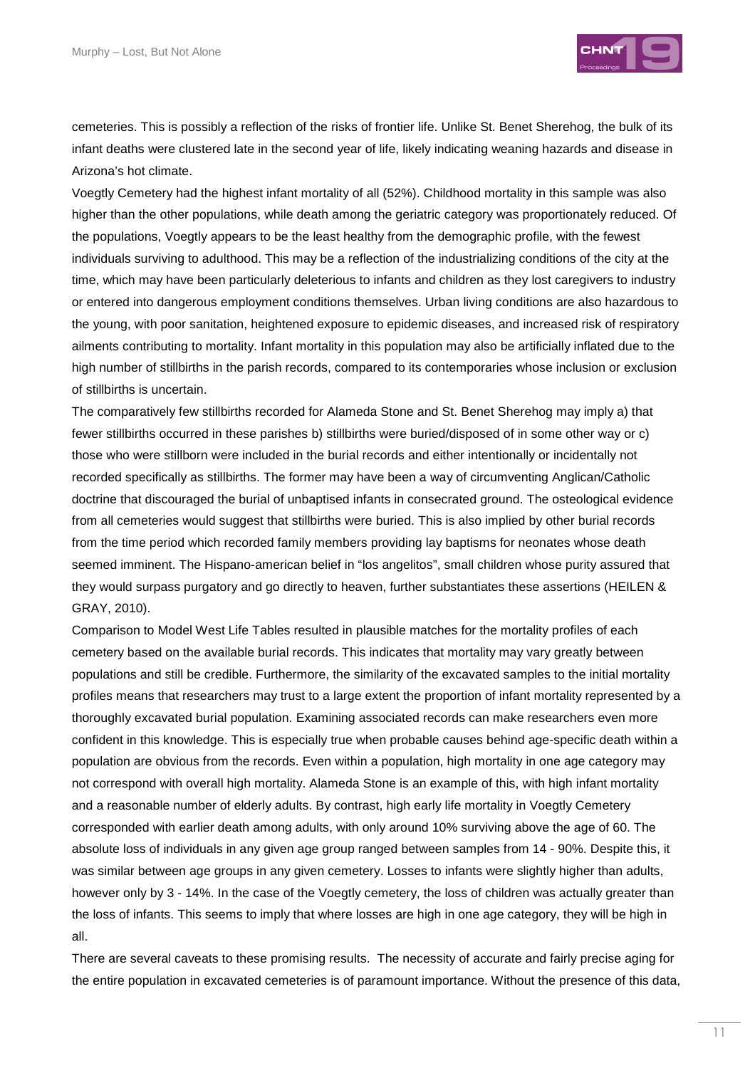cemeteries. This is possibly a reflection of the risks of frontier life. Unlike St. Benet Sherehog, the bulk of its infant deaths were clustered late in the second year of life, likely indicating weaning hazards and disease in Arizona's hot climate.

Voegtly Cemetery had the highest infant mortality of all (52%). Childhood mortality in this sample was also higher than the other populations, while death among the geriatric category was proportionately reduced. Of the populations, Voegtly appears to be the least healthy from the demographic profile, with the fewest individuals surviving to adulthood. This may be a reflection of the industrializing conditions of the city at the time, which may have been particularly deleterious to infants and children as they lost caregivers to industry or entered into dangerous employment conditions themselves. Urban living conditions are also hazardous to the young, with poor sanitation, heightened exposure to epidemic diseases, and increased risk of respiratory ailments contributing to mortality. Infant mortality in this population may also be artificially inflated due to the high number of stillbirths in the parish records, compared to its contemporaries whose inclusion or exclusion of stillbirths is uncertain.

The comparatively few stillbirths recorded for Alameda Stone and St. Benet Sherehog may imply a) that fewer stillbirths occurred in these parishes b) stillbirths were buried/disposed of in some other way or c) those who were stillborn were included in the burial records and either intentionally or incidentally not recorded specifically as stillbirths. The former may have been a way of circumventing Anglican/Catholic doctrine that discouraged the burial of unbaptised infants in consecrated ground. The osteological evidence from all cemeteries would suggest that stillbirths were buried. This is also implied by other burial records from the time period which recorded family members providing lay baptisms for neonates whose death seemed imminent. The Hispano-american belief in "los angelitos", small children whose purity assured that they would surpass purgatory and go directly to heaven, further substantiates these assertions (HEILEN & GRAY, 2010).

Comparison to Model West Life Tables resulted in plausible matches for the mortality profiles of each cemetery based on the available burial records. This indicates that mortality may vary greatly between populations and still be credible. Furthermore, the similarity of the excavated samples to the initial mortality profiles means that researchers may trust to a large extent the proportion of infant mortality represented by a thoroughly excavated burial population. Examining associated records can make researchers even more confident in this knowledge. This is especially true when probable causes behind age-specific death within a population are obvious from the records. Even within a population, high mortality in one age category may not correspond with overall high mortality. Alameda Stone is an example of this, with high infant mortality and a reasonable number of elderly adults. By contrast, high early life mortality in Voegtly Cemetery corresponded with earlier death among adults, with only around 10% surviving above the age of 60. The absolute loss of individuals in any given age group ranged between samples from 14 - 90%. Despite this, it was similar between age groups in any given cemetery. Losses to infants were slightly higher than adults, however only by 3 - 14%. In the case of the Voegtly cemetery, the loss of children was actually greater than the loss of infants. This seems to imply that where losses are high in one age category, they will be high in all.

There are several caveats to these promising results. The necessity of accurate and fairly precise aging for the entire population in excavated cemeteries is of paramount importance. Without the presence of this data,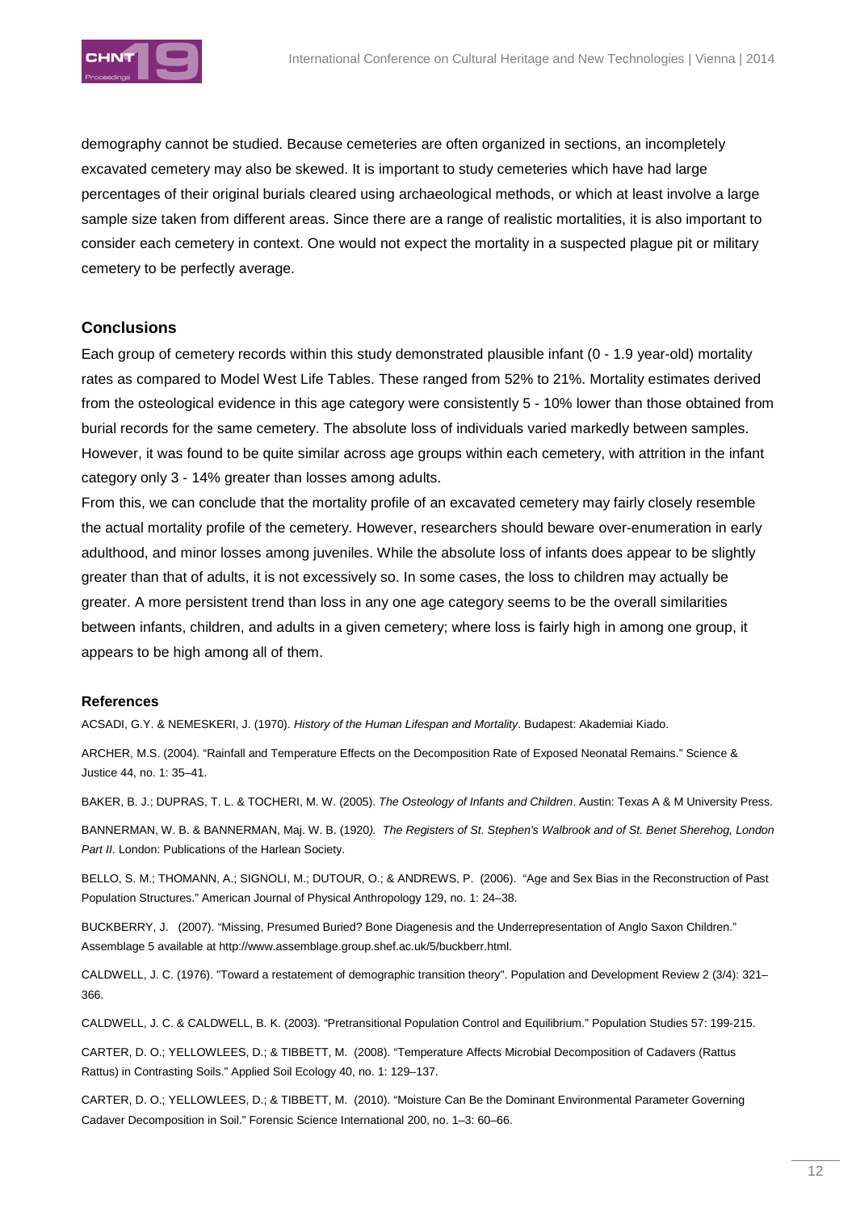demography cannot be studied. Because cemeteries are often organized in sections, an incompletely excavated cemetery may also be skewed. It is important to study cemeteries which have had large percentages of their original burials cleared using archaeological methods, or which at least involve a large sample size taken from different areas. Since there are a range of realistic mortalities, it is also important to consider each cemetery in context. One would not expect the mortality in a suspected plague pit or military cemetery to be perfectly average.

## Conclusions

Each group of cemetery records within this study demonstrated plausible infant (0 - 1.9 year-old) mortality rates as compared to Model West Life Tables. These ranged from 52% to 21%. Mortality estimates derived from the osteological evidence in this age category were consistently 5 - 10% lower than those obtained from burial records for the same cemetery. The absolute loss of individuals varied markedly between samples. However, it was found to be quite similar across age groups within each cemetery, with attrition in the infant category only 3 - 14% greater than losses among adults.

From this, we can conclude that the mortality profile of an excavated cemetery may fairly closely resemble the actual mortality profile of the cemetery. However, researchers should beware over-enumeration in early adulthood, and minor losses among juveniles. While the absolute loss of infants does appear to be slightly greater than that of adults, it is not excessively so. In some cases, the loss to children may actually be greater. A more persistent trend than loss in any one age category seems to be the overall similarities between infants, children, and adults in a given cemetery; where loss is fairly high in among one group, it appears to be high among all of them.

### References

ACSADI, G.Y. & NEMESKERI, J. (1970). *History of the Human Lifespan and Mortality*. Budapest: Akademiai Kiado.

ARCHER, M.S. (2004). "Rainfall and Temperature Effects on the Decomposition Rate of Exposed Neonatal Remains." Science & Justice 44, no. 1: 35–41.

BAKER, B. J.; DUPRAS, T. L. & TOCHERI, M. W. (2005). *The Osteology of Infants and Children*. Austin: Texas A & M University Press.

BANNERMAN, W. B. & BANNERMAN, Maj. W. B. (1920*). The Registers of St. Stephen's Walbrook and of St. Benet Sherehog, London Part II*. London: Publications of the Harlean Society.

BELLO, S. M.; THOMANN, A.; SIGNOLI, M.; DUTOUR, O.; & ANDREWS, P. (2006). "Age and Sex Bias in the Reconstruction of Past Population Structures." American Journal of Physical Anthropology 129, no. 1: 24–38.

BUCKBERRY, J. (2007). "Missing, Presumed Buried? Bone Diagenesis and the Underrepresentation of Anglo Saxon Children." Assemblage 5 available at http://www.assemblage.group.shef.ac.uk/5/buckberr.html.

CALDWELL, J. C. (1976). "Toward a restatement of demographic transition theory". Population and Development Review 2 (3/4): 321–366.

CALDWELL, J. C. & CALDWELL, B. K. (2003). "Pretransitional Population Control and Equilibrium." Population Studies 57: 199-215.

CARTER, D. O.; YELLOWLEES, D.; & TIBBETT, M. (2008). "Temperature Affects Microbial Decomposition of Cadavers (Rattus Rattus) in Contrasting Soils." Applied Soil Ecology 40, no. 1: 129–137.

CARTER, D. O.; YELLOWLEES, D.; & TIBBETT, M. (2010). "Moisture Can Be the Dominant Environmental Parameter Governing Cadaver Decomposition in Soil." Forensic Science International 200, no. 1–3: 60–66.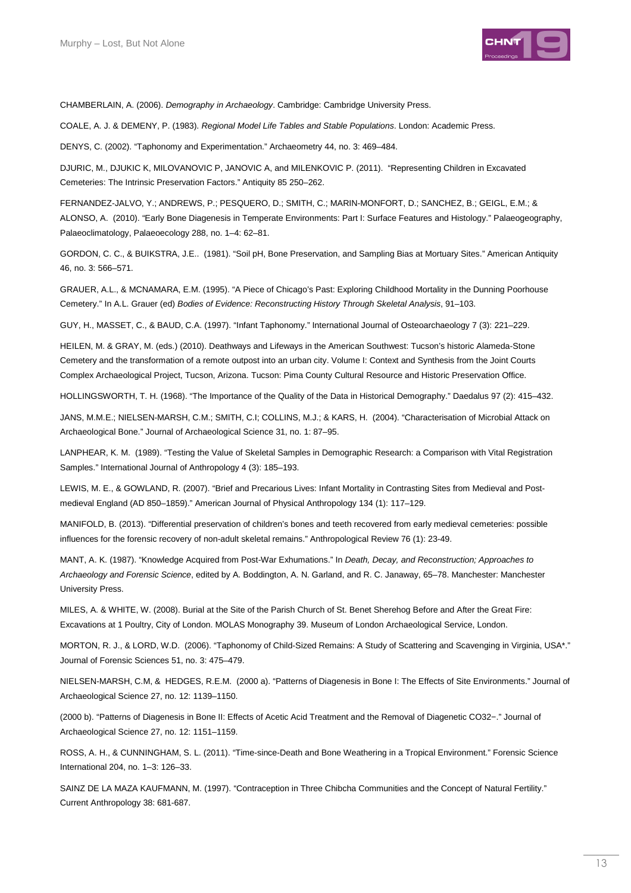CHAMBERLAIN, A. (2006). *Demography in Archaeology*. Cambridge: Cambridge University Press.

COALE, A. J. & DEMENY, P. (1983). *Regional Model Life Tables and Stable Populations*. London: Academic Press.

DENYS, C. (2002). "Taphonomy and Experimentation." Archaeometry 44, no. 3: 469–484.

DJURIC, M., DJUKIC K, MILOVANOVIC P, JANOVIC A, and MILENKOVIC P. (2011). "Representing Children in Excavated Cemeteries: The Intrinsic Preservation Factors." Antiquity 85 250–262.

FERNANDEZ-JALVO, Y.; ANDREWS, P.; PESQUERO, D.; SMITH, C.; MARIN-MONFORT, D.; SANCHEZ, B.; GEIGL, E.M.; & ALONSO, A. (2010). "Early Bone Diagenesis in Temperate Environments: Part I: Surface Features and Histology." Palaeogeography, Palaeoclimatology, Palaeoecology 288, no. 1–4: 62–81.

GORDON, C. C., & BUIKSTRA, J.E.. (1981). "Soil pH, Bone Preservation, and Sampling Bias at Mortuary Sites." American Antiquity 46, no. 3: 566–571.

GRAUER, A.L., & MCNAMARA, E.M. (1995). "A Piece of Chicago's Past: Exploring Childhood Mortality in the Dunning Poorhouse Cemetery." In A.L. Grauer (ed) *Bodies of Evidence: Reconstructing History Through Skeletal Analysis*, 91–103.

GUY, H., MASSET, C., & BAUD, C.A. (1997). "Infant Taphonomy." International Journal of Osteoarchaeology 7 (3): 221–229.

HEILEN, M. & GRAY, M. (eds.) (2010). Deathways and Lifeways in the American Southwest: Tucson's historic Alameda-Stone Cemetery and the transformation of a remote outpost into an urban city. Volume I: Context and Synthesis from the Joint Courts Complex Archaeological Project, Tucson, Arizona. Tucson: Pima County Cultural Resource and Historic Preservation Office.

HOLLINGSWORTH, T. H. (1968). "The Importance of the Quality of the Data in Historical Demography." Daedalus 97 (2): 415–432.

JANS, M.M.E.; NIELSEN-MARSH, C.M.; SMITH, C.I; COLLINS, M.J.; & KARS, H. (2004). "Characterisation of Microbial Attack on Archaeological Bone." Journal of Archaeological Science 31, no. 1: 87–95.

LANPHEAR, K. M. (1989). "Testing the Value of Skeletal Samples in Demographic Research: a Comparison with Vital Registration Samples." International Journal of Anthropology 4 (3): 185–193.

LEWIS, M. E., & GOWLAND, R. (2007). "Brief and Precarious Lives: Infant Mortality in Contrasting Sites from Medieval and Post-medieval England (AD 850–1859)." American Journal of Physical Anthropology 134 (1): 117–129.

MANIFOLD, B. (2013). "Differential preservation of children's bones and teeth recovered from early medieval cemeteries: possible influences for the forensic recovery of non-adult skeletal remains." Anthropological Review 76 (1): 23-49.

MANT, A. K. (1987). "Knowledge Acquired from Post-War Exhumations." In *Death, Decay, and Reconstruction; Approaches to Archaeology and Forensic Science*, edited by A. Boddington, A. N. Garland, and R. C. Janaway, 65–78. Manchester: Manchester University Press.

MILES, A. & WHITE, W. (2008). Burial at the Site of the Parish Church of St. Benet Sherehog Before and After the Great Fire: Excavations at 1 Poultry, City of London. MOLAS Monography 39. Museum of London Archaeological Service, London.

MORTON, R. J., & LORD, W.D. (2006). "Taphonomy of Child-Sized Remains: A Study of Scattering and Scavenging in Virginia, USA*." Journal of Forensic Sciences 51, no. 3: 475–479.

NIELSEN-MARSH, C.M, & HEDGES, R.E.M. (2000 a). "Patterns of Diagenesis in Bone I: The Effects of Site Environments." Journal of Archaeological Science 27, no. 12: 1139–1150.

(2000 b). "Patterns of Diagenesis in Bone II: Effects of Acetic Acid Treatment and the Removal of Diagenetic $CO_3^{2-}$." Journal of Archaeological Science 27, no. 12: 1151–1159.

ROSS, A. H., & CUNNINGHAM, S. L. (2011). "Time-since-Death and Bone Weathering in a Tropical Environment." Forensic Science International 204, no. 1–3: 126–33.

SAINZ DE LA MAZA KAUFMANN, M. (1997). "Contraception in Three Chibcha Communities and the Concept of Natural Fertility." Current Anthropology 38: 681-687.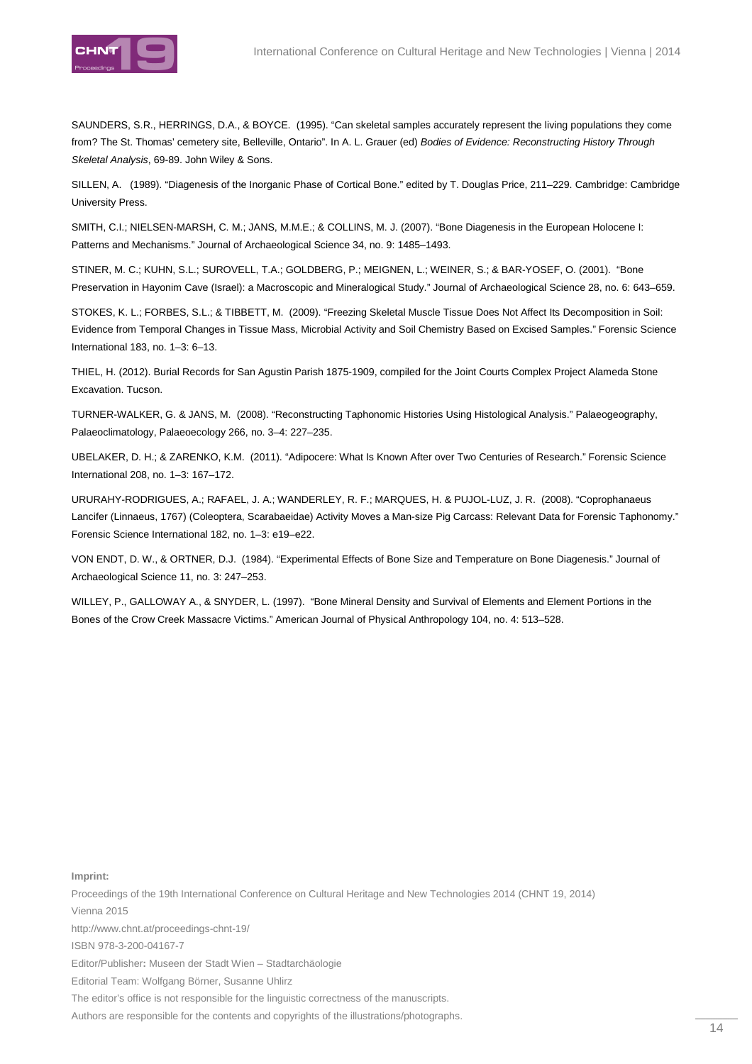SAUNDERS, S.R., HERRINGS, D.A., & BOYCE. (1995). "Can skeletal samples accurately represent the living populations they come from? The St. Thomas' cemetery site, Belleville, Ontario". In A. L. Grauer (ed) *Bodies of Evidence: Reconstructing History Through Skeletal Analysis*, 69-89. John Wiley & Sons.

SILLEN, A. (1989). "Diagenesis of the Inorganic Phase of Cortical Bone." edited by T. Douglas Price, 211–229. Cambridge: Cambridge University Press.

SMITH, C.I.; NIELSEN-MARSH, C. M.; JANS, M.M.E.; & COLLINS, M. J. (2007). "Bone Diagenesis in the European Holocene I: Patterns and Mechanisms." Journal of Archaeological Science 34, no. 9: 1485–1493.

STINER, M. C.; KUHN, S.L.; SUROVELL, T.A.; GOLDBERG, P.; MEIGNEN, L.; WEINER, S.; & BAR-YOSEF, O. (2001). "Bone Preservation in Hayonim Cave (Israel): a Macroscopic and Mineralogical Study." Journal of Archaeological Science 28, no. 6: 643–659.

STOKES, K. L.; FORBES, S.L.; & TIBBETT, M. (2009). "Freezing Skeletal Muscle Tissue Does Not Affect Its Decomposition in Soil: Evidence from Temporal Changes in Tissue Mass, Microbial Activity and Soil Chemistry Based on Excised Samples." Forensic Science International 183, no. 1–3: 6–13.

THIEL, H. (2012). Burial Records for San Agustin Parish 1875-1909, compiled for the Joint Courts Complex Project Alameda Stone Excavation. Tucson.

TURNER-WALKER, G. & JANS, M. (2008). "Reconstructing Taphonomic Histories Using Histological Analysis." Palaeogeography, Palaeoclimatology, Palaeoecology 266, no. 3–4: 227–235.

UBELAKER, D. H.; & ZARENKO, K.M. (2011). "Adipocere: What Is Known After over Two Centuries of Research." Forensic Science International 208, no. 1–3: 167–172.

URURAHY-RODRIGUES, A.; RAFAEL, J. A.; WANDERLEY, R. F.; MARQUES, H. & PUJOL-LUZ, J. R. (2008). "Coprophanaeus Lancifer (Linnaeus, 1767) (Coleoptera, Scarabaeidae) Activity Moves a Man-size Pig Carcass: Relevant Data for Forensic Taphonomy." Forensic Science International 182, no. 1–3: e19–e22.

VON ENDT, D. W., & ORTNER, D.J. (1984). "Experimental Effects of Bone Size and Temperature on Bone Diagenesis." Journal of Archaeological Science 11, no. 3: 247–253.

WILLEY, P., GALLOWAY A., & SNYDER, L. (1997). "Bone Mineral Density and Survival of Elements and Element Portions in the Bones of the Crow Creek Massacre Victims." American Journal of Physical Anthropology 104, no. 4: 513–528.

**Imprint:**

Proceedings of the 19th International Conference on Cultural Heritage and New Technologies 2014 (CHNT 19, 2014)

Vienna 2015

http://www.chnt.at/proceedings-chnt-19/

ISBN 978-3-200-04167-7

Editor/Publisher**:** Museen der Stadt Wien – Stadtarchäologie

Editorial Team: Wolfgang Börner, Susanne Uhlirz

The editor's office is not responsible for the linguistic correctness of the manuscripts.

Authors are responsible for the contents and copyrights of the illustrations/photographs.